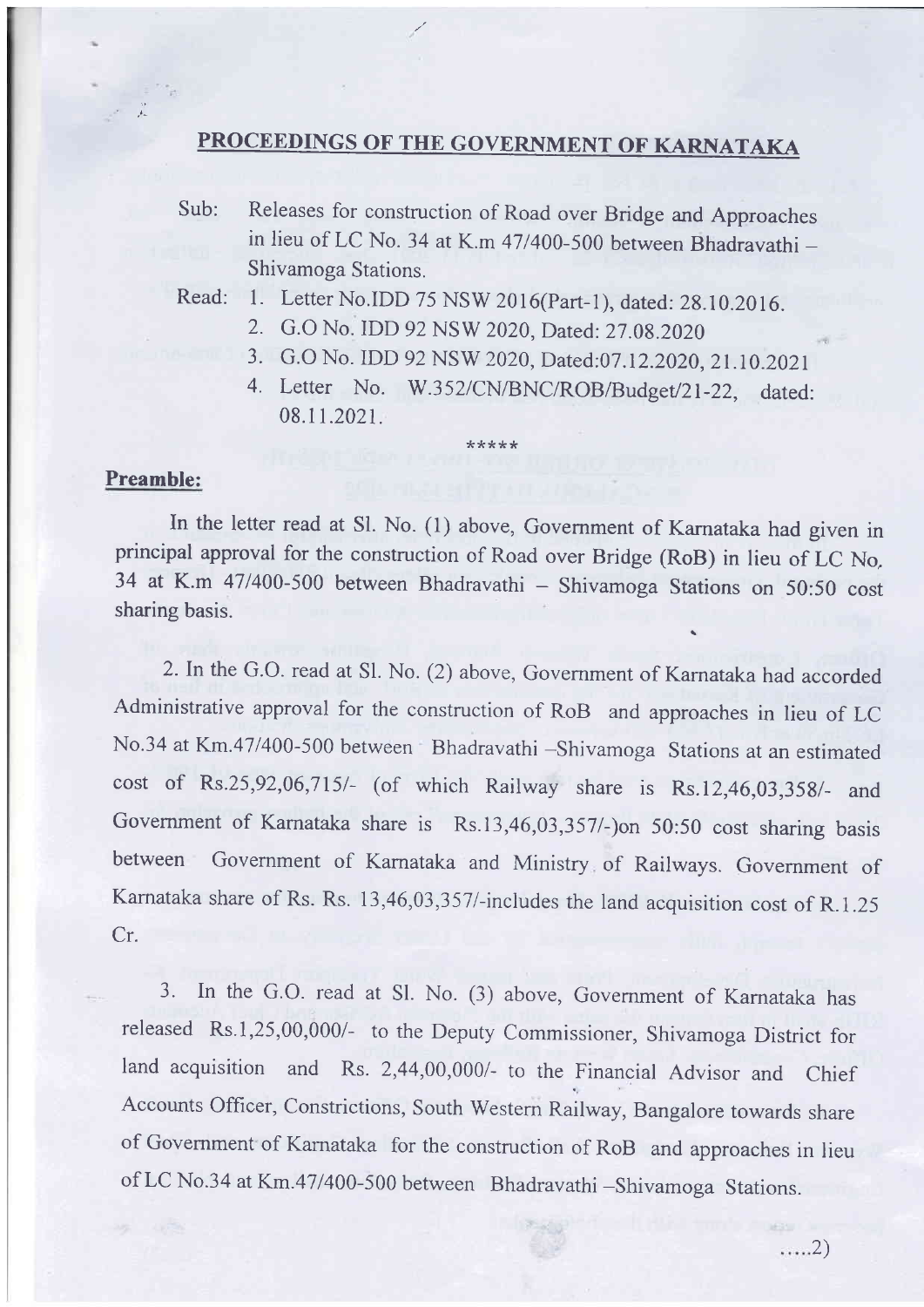## PROCEEDINGS OF THE GOVERNMENT OF KARNATAKA

Sub: Releases for construction of Road over Bridge and Approaches in lieu of LC No. 34 at K.m 47/400-500 between Bhadravathi – Shivamoga Stations.

Read:
1. Letter No.IDD 75 NSW 2016(Part-1), dated: 28.10.2016.
2. G.O No. IDD 92 NSW 2020, Dated: 27.08.2020
3. G.O No. IDD 92 NSW 2020, Dated:07.12.2020, 21.10.2021
4. Letter No. W.352/CN/BNC/ROB/Budget/21-22, dated: 08.11.2021.

*****

**Preamble:**

In the letter read at Sl. No. (1) above, Government of Karnataka had given in principal approval for the construction of Road over Bridge (RoB) in lieu of LC No. 34 at K.m 47/400-500 between Bhadravathi – Shivamoga Stations on 50:50 cost sharing basis.

2. In the G.O. read at Sl. No. (2) above, Government of Karnataka had accorded Administrative approval for the construction of RoB and approaches in lieu of LC No.34 at Km.47/400-500 between Bhadravathi –Shivamoga Stations at an estimated cost of Rs.25,92,06,715/- (of which Railway share is Rs.12,46,03,358/- and Government of Karnataka share is Rs.13,46,03,357/-)on 50:50 cost sharing basis between Government of Karnataka and Ministry of Railways. Government of Karnataka share of Rs. Rs. 13,46,03,357/-includes the land acquisition cost of R.1.25 Cr.

3. In the G.O. read at Sl. No. (3) above, Government of Karnataka has released Rs.1,25,00,000/- to the Deputy Commissioner, Shivamoga District for land acquisition and Rs. 2,44,00,000/- to the Financial Advisor and Chief Accounts Officer, Constrictions, South Western Railway, Bangalore towards share of Government of Karnataka for the construction of RoB and approaches in lieu of LC No.34 at Km.47/400-500 between Bhadravathi –Shivamoga Stations.

.....2)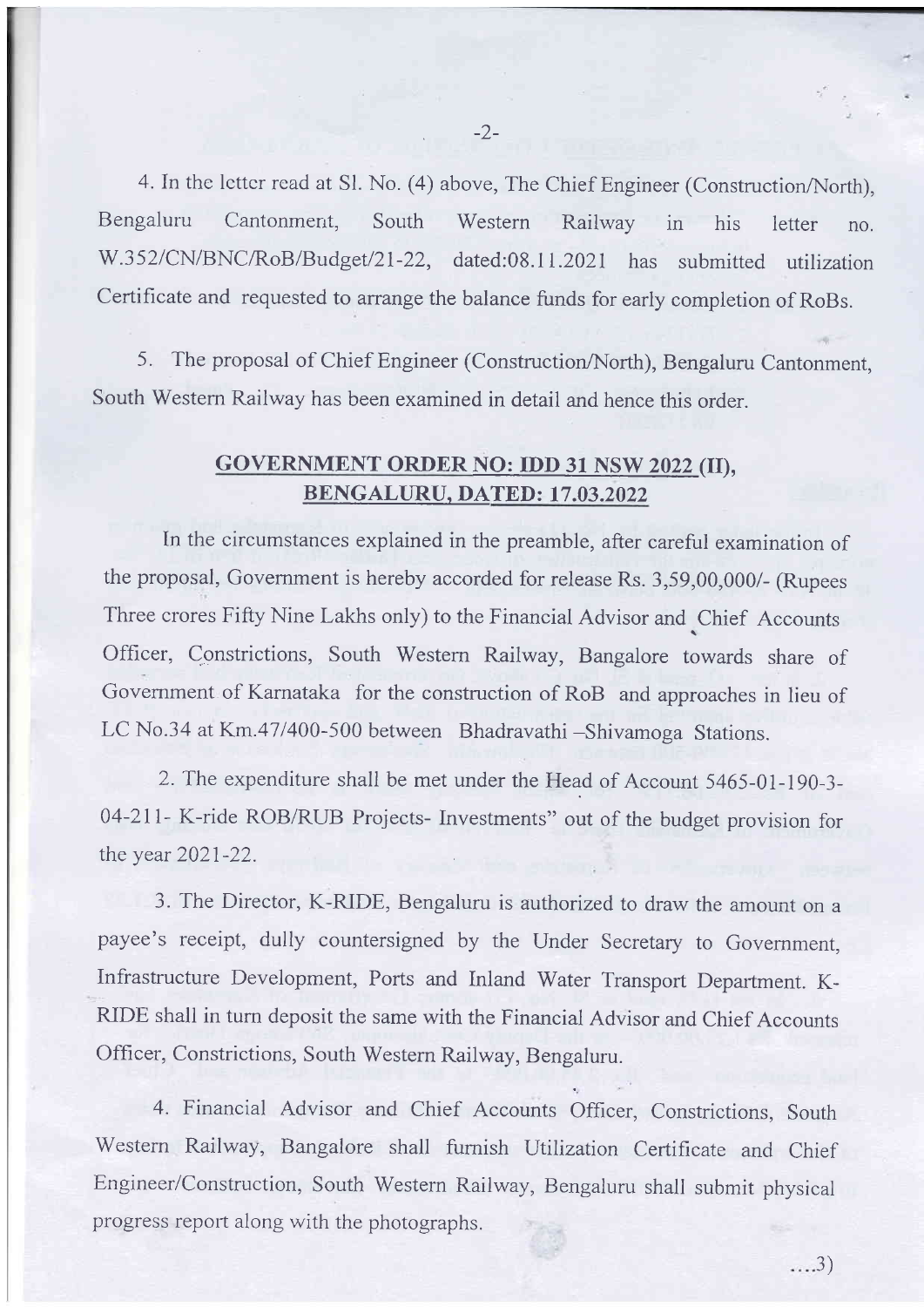4. In the letter read at Sl. No. (4) above, The Chief Engineer (Construction/North), Bengaluru Cantonment, South Western Railway in his letter no. W.352/CN/BNC/RoB/Budget/21-22, dated:08.11.2021 has submitted utilization Certificate and requested to arrange the balance funds for early completion of RoBs.

5. The proposal of Chief Engineer (Construction/North), Bengaluru Cantonment, South Western Railway has been examined in detail and hence this order.

## GOVERNMENT ORDER NO: IDD 31 NSW 2022 (II), BENGALURU, DATED: 17.03.2022

In the circumstances explained in the preamble, after careful examination of the proposal, Government is hereby accorded for release Rs. 3,59,00,000/- (Rupees Three crores Fifty Nine Lakhs only) to the Financial Advisor and Chief Accounts Officer, Constrictions, South Western Railway, Bangalore towards share of Government of Karnataka for the construction of RoB and approaches in lieu of LC No.34 at Km.47/400-500 between Bhadravathi –Shivamoga Stations.

2. The expenditure shall be met under the Head of Account 5465-01-190-3-04-211- K-ride ROB/RUB Projects- Investments" out of the budget provision for the year 2021-22.

3. The Director, K-RIDE, Bengaluru is authorized to draw the amount on a payee's receipt, dully countersigned by the Under Secretary to Government, Infrastructure Development, Ports and Inland Water Transport Department. K-RIDE shall in turn deposit the same with the Financial Advisor and Chief Accounts Officer, Constrictions, South Western Railway, Bengaluru.

4. Financial Advisor and Chief Accounts Officer, Constrictions, South Western Railway, Bangalore shall furnish Utilization Certificate and Chief Engineer/Construction, South Western Railway, Bengaluru shall submit physical progress report along with the photographs.

....3)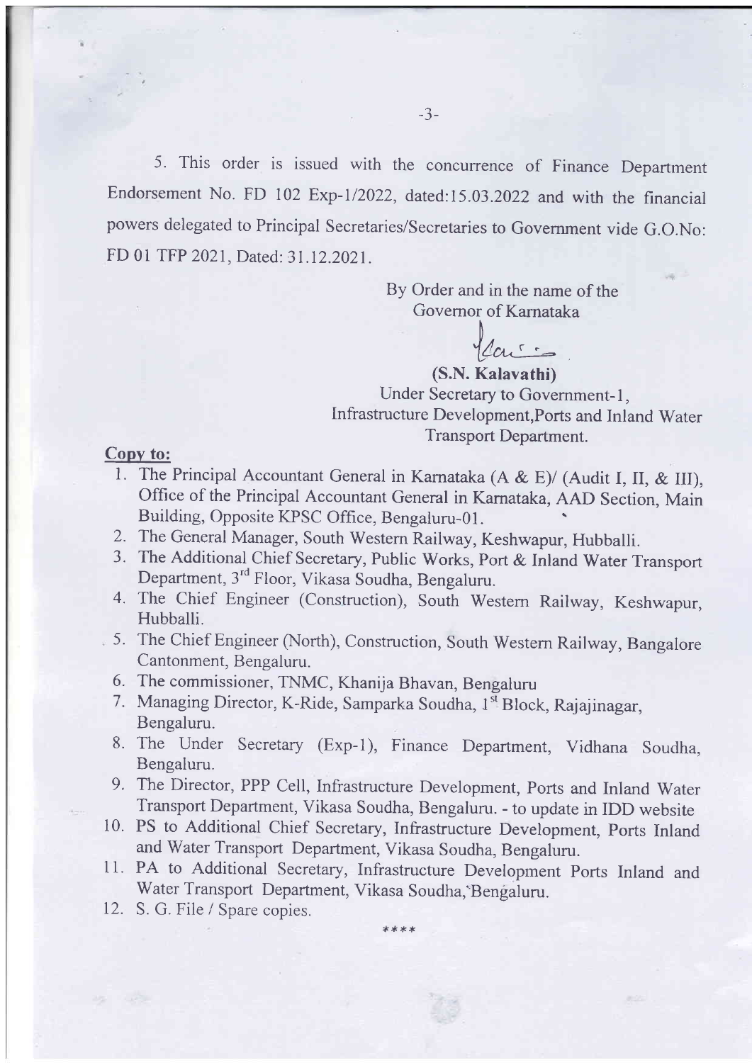5. This order is issued with the concurrence of Finance Department Endorsement No. FD 102 Exp-1/2022, dated:15.03.2022 and with the financial powers delegated to Principal Secretaries/Secretaries to Government vide G.O.No: FD 01 TFP 2021, Dated: 31.12.2021.

By Order and in the name of the
Governor of Karnataka

**(S.N. Kalavathi)**
Under Secretary to Government-1,
Infrastructure Development,Ports and Inland Water
Transport Department.

**Copy to:**

1. The Principal Accountant General in Karnataka (A & E)/ (Audit I, II, & III), Office of the Principal Accountant General in Karnataka, AAD Section, Main Building, Opposite KPSC Office, Bengaluru-01.
2. The General Manager, South Western Railway, Keshwapur, Hubballi.
3. The Additional Chief Secretary, Public Works, Port & Inland Water Transport Department, 3rd Floor, Vikasa Soudha, Bengaluru.
4. The Chief Engineer (Construction), South Western Railway, Keshwapur, Hubballi.
5. The Chief Engineer (North), Construction, South Western Railway, Bangalore Cantonment, Bengaluru.
6. The commissioner, TNMC, Khanija Bhavan, Bengaluru
7. Managing Director, K-Ride, Samparka Soudha, 1st Block, Rajajinagar, Bengaluru.
8. The Under Secretary (Exp-1), Finance Department, Vidhana Soudha, Bengaluru.
9. The Director, PPP Cell, Infrastructure Development, Ports and Inland Water Transport Department, Vikasa Soudha, Bengaluru. - to update in IDD website
10. PS to Additional Chief Secretary, Infrastructure Development, Ports Inland and Water Transport Department, Vikasa Soudha, Bengaluru.
11. PA to Additional Secretary, Infrastructure Development Ports Inland and Water Transport Department, Vikasa Soudha, Bengaluru.
12. S. G. File / Spare copies.

****